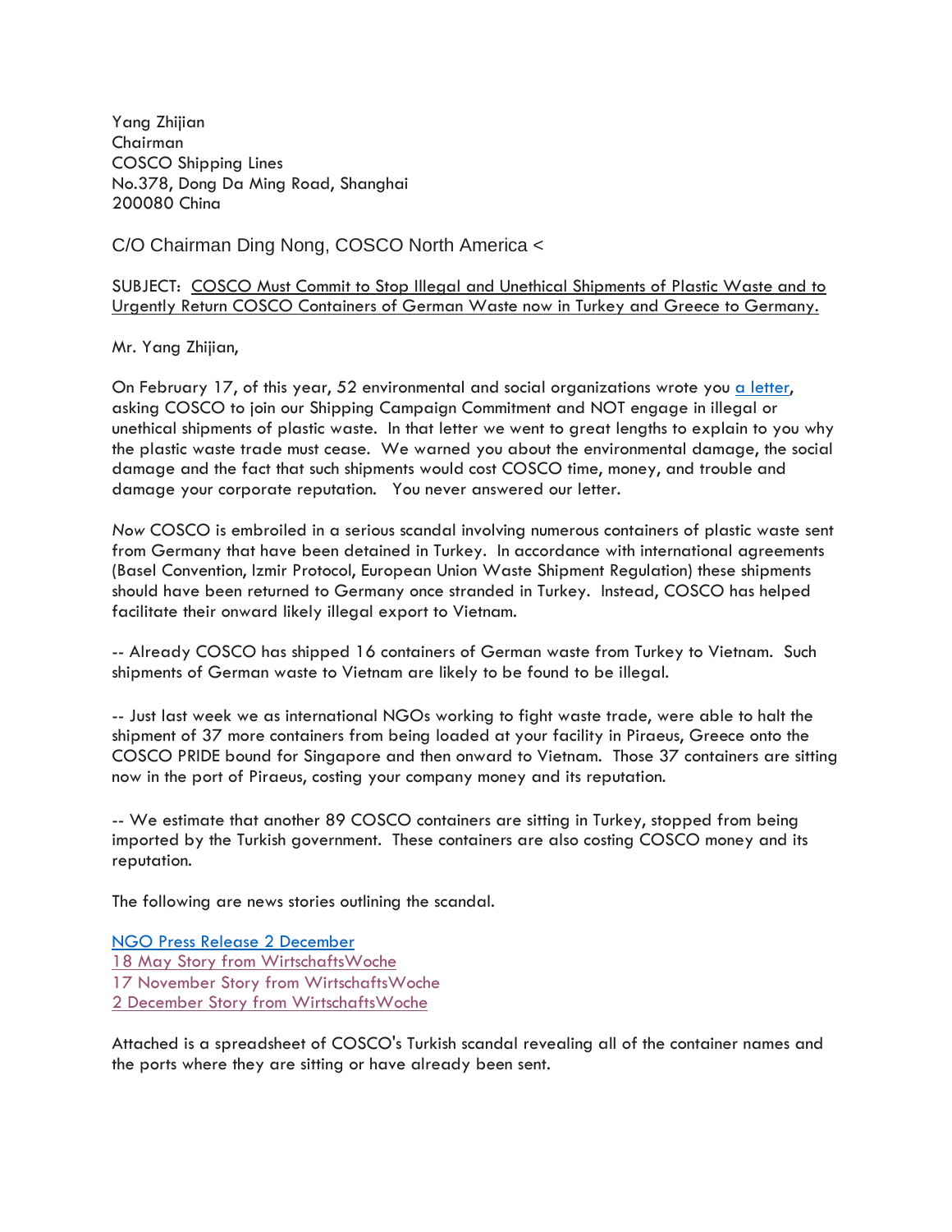Yang Zhijian
Chairman
COSCO Shipping Lines
No.378, Dong Da Ming Road, Shanghai
200080 China

C/O Chairman Ding Nong, COSCO North America <

SUBJECT: COSCO Must Commit to Stop Illegal and Unethical Shipments of Plastic Waste and to Urgently Return COSCO Containers of German Waste now in Turkey and Greece to Germany.

Mr. Yang Zhijian,

On February 17, of this year, 52 environmental and social organizations wrote you a letter, asking COSCO to join our Shipping Campaign Commitment and NOT engage in illegal or unethical shipments of plastic waste. In that letter we went to great lengths to explain to you why the plastic waste trade must cease. We warned you about the environmental damage, the social damage and the fact that such shipments would cost COSCO time, money, and trouble and damage your corporate reputation. You never answered our letter.

*Now* COSCO is embroiled in a serious scandal involving numerous containers of plastic waste sent from Germany that have been detained in Turkey. In accordance with international agreements (Basel Convention, Izmir Protocol, European Union Waste Shipment Regulation) these shipments should have been returned to Germany once stranded in Turkey. Instead, COSCO has helped facilitate their onward likely illegal export to Vietnam.

-- Already COSCO has shipped 16 containers of German waste from Turkey to Vietnam. Such shipments of German waste to Vietnam are likely to be found to be illegal.

-- Just last week we as international NGOs working to fight waste trade, were able to halt the shipment of 37 more containers from being loaded at your facility in Piraeus, Greece onto the COSCO PRIDE bound for Singapore and then onward to Vietnam. Those 37 containers are sitting now in the port of Piraeus, costing your company money and its reputation.

-- We estimate that another 89 COSCO containers are sitting in Turkey, stopped from being imported by the Turkish government. These containers are also costing COSCO money and its reputation.

The following are news stories outlining the scandal.

NGO Press Release 2 December
18 May Story from WirtschaftsWoche
17 November Story from WirtschaftsWoche
2 December Story from WirtschaftsWoche

Attached is a spreadsheet of COSCO's Turkish scandal revealing all of the container names and the ports where they are sitting or have already been sent.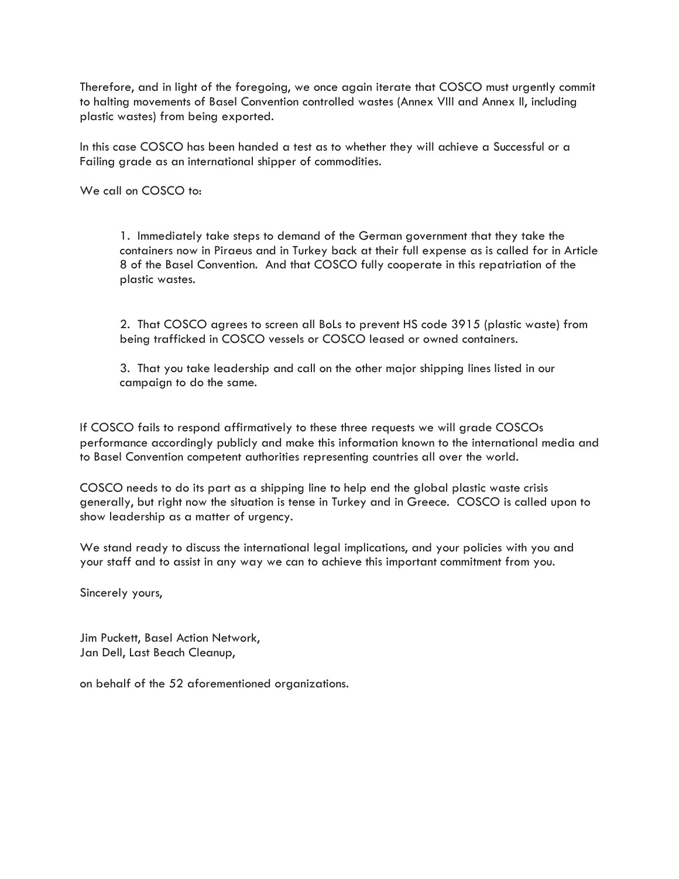Therefore, and in light of the foregoing, we once again iterate that COSCO must urgently commit to halting movements of Basel Convention controlled wastes (Annex VIII and Annex II, including plastic wastes) from being exported.

In this case COSCO has been handed a test as to whether they will achieve a Successful or a Failing grade as an international shipper of commodities.

We call on COSCO to:

1. Immediately take steps to demand of the German government that they take the containers now in Piraeus and in Turkey back at their full expense as is called for in Article 8 of the Basel Convention. And that COSCO fully cooperate in this repatriation of the plastic wastes.

2. That COSCO agrees to screen all BoLs to prevent HS code 3915 (plastic waste) from being trafficked in COSCO vessels or COSCO leased or owned containers.

3. That you take leadership and call on the other major shipping lines listed in our campaign to do the same.

If COSCO fails to respond affirmatively to these three requests we will grade COSCOs performance accordingly publicly and make this information known to the international media and to Basel Convention competent authorities representing countries all over the world.

COSCO needs to do its part as a shipping line to help end the global plastic waste crisis generally, but right now the situation is tense in Turkey and in Greece. COSCO is called upon to show leadership as a matter of urgency.

We stand ready to discuss the international legal implications, and your policies with you and your staff and to assist in any way we can to achieve this important commitment from you.

Sincerely yours,

Jim Puckett, Basel Action Network,
Jan Dell, Last Beach Cleanup,

on behalf of the 52 aforementioned organizations.